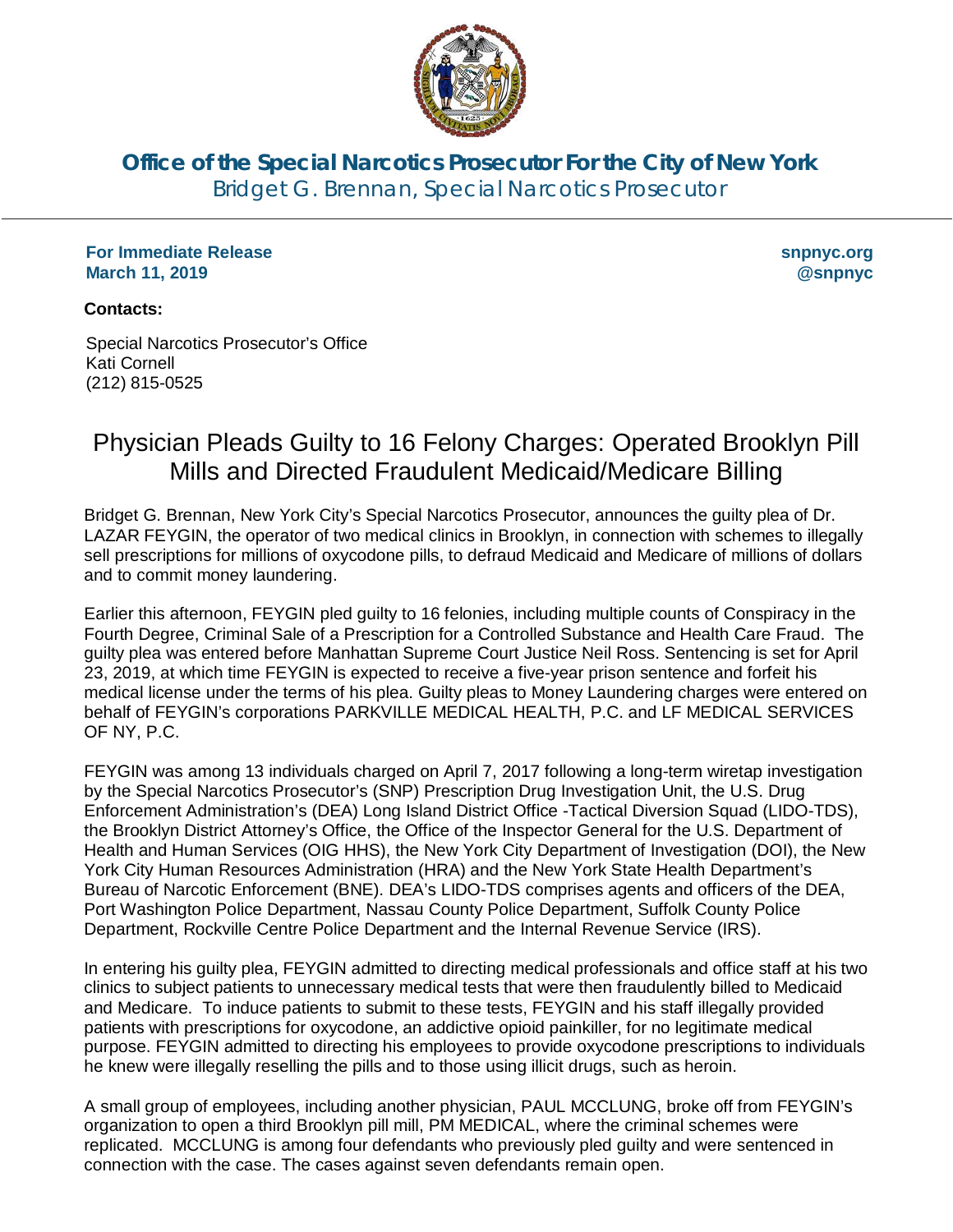**Office of the Special Narcotics Prosecutor For the City of New York**
Bridget G. Brennan, Special Narcotics Prosecutor

**For Immediate Release**
**March 11, 2019**

**snpnyc.org**
**@snpnyc**

**Contacts:**

Special Narcotics Prosecutor's Office
Kati Cornell
(212) 815-0525

# Physician Pleads Guilty to 16 Felony Charges: Operated Brooklyn Pill Mills and Directed Fraudulent Medicaid/Medicare Billing

Bridget G. Brennan, New York City's Special Narcotics Prosecutor, announces the guilty plea of Dr. LAZAR FEYGIN, the operator of two medical clinics in Brooklyn, in connection with schemes to illegally sell prescriptions for millions of oxycodone pills, to defraud Medicaid and Medicare of millions of dollars and to commit money laundering.

Earlier this afternoon, FEYGIN pled guilty to 16 felonies, including multiple counts of Conspiracy in the Fourth Degree, Criminal Sale of a Prescription for a Controlled Substance and Health Care Fraud. The guilty plea was entered before Manhattan Supreme Court Justice Neil Ross. Sentencing is set for April 23, 2019, at which time FEYGIN is expected to receive a five-year prison sentence and forfeit his medical license under the terms of his plea. Guilty pleas to Money Laundering charges were entered on behalf of FEYGIN's corporations PARKVILLE MEDICAL HEALTH, P.C. and LF MEDICAL SERVICES OF NY, P.C.

FEYGIN was among 13 individuals charged on April 7, 2017 following a long-term wiretap investigation by the Special Narcotics Prosecutor's (SNP) Prescription Drug Investigation Unit, the U.S. Drug Enforcement Administration's (DEA) Long Island District Office -Tactical Diversion Squad (LIDO-TDS), the Brooklyn District Attorney's Office, the Office of the Inspector General for the U.S. Department of Health and Human Services (OIG HHS), the New York City Department of Investigation (DOI), the New York City Human Resources Administration (HRA) and the New York State Health Department's Bureau of Narcotic Enforcement (BNE). DEA's LIDO-TDS comprises agents and officers of the DEA, Port Washington Police Department, Nassau County Police Department, Suffolk County Police Department, Rockville Centre Police Department and the Internal Revenue Service (IRS).

In entering his guilty plea, FEYGIN admitted to directing medical professionals and office staff at his two clinics to subject patients to unnecessary medical tests that were then fraudulently billed to Medicaid and Medicare. To induce patients to submit to these tests, FEYGIN and his staff illegally provided patients with prescriptions for oxycodone, an addictive opioid painkiller, for no legitimate medical purpose. FEYGIN admitted to directing his employees to provide oxycodone prescriptions to individuals he knew were illegally reselling the pills and to those using illicit drugs, such as heroin.

A small group of employees, including another physician, PAUL MCCLUNG, broke off from FEYGIN's organization to open a third Brooklyn pill mill, PM MEDICAL, where the criminal schemes were replicated. MCCLUNG is among four defendants who previously pled guilty and were sentenced in connection with the case. The cases against seven defendants remain open.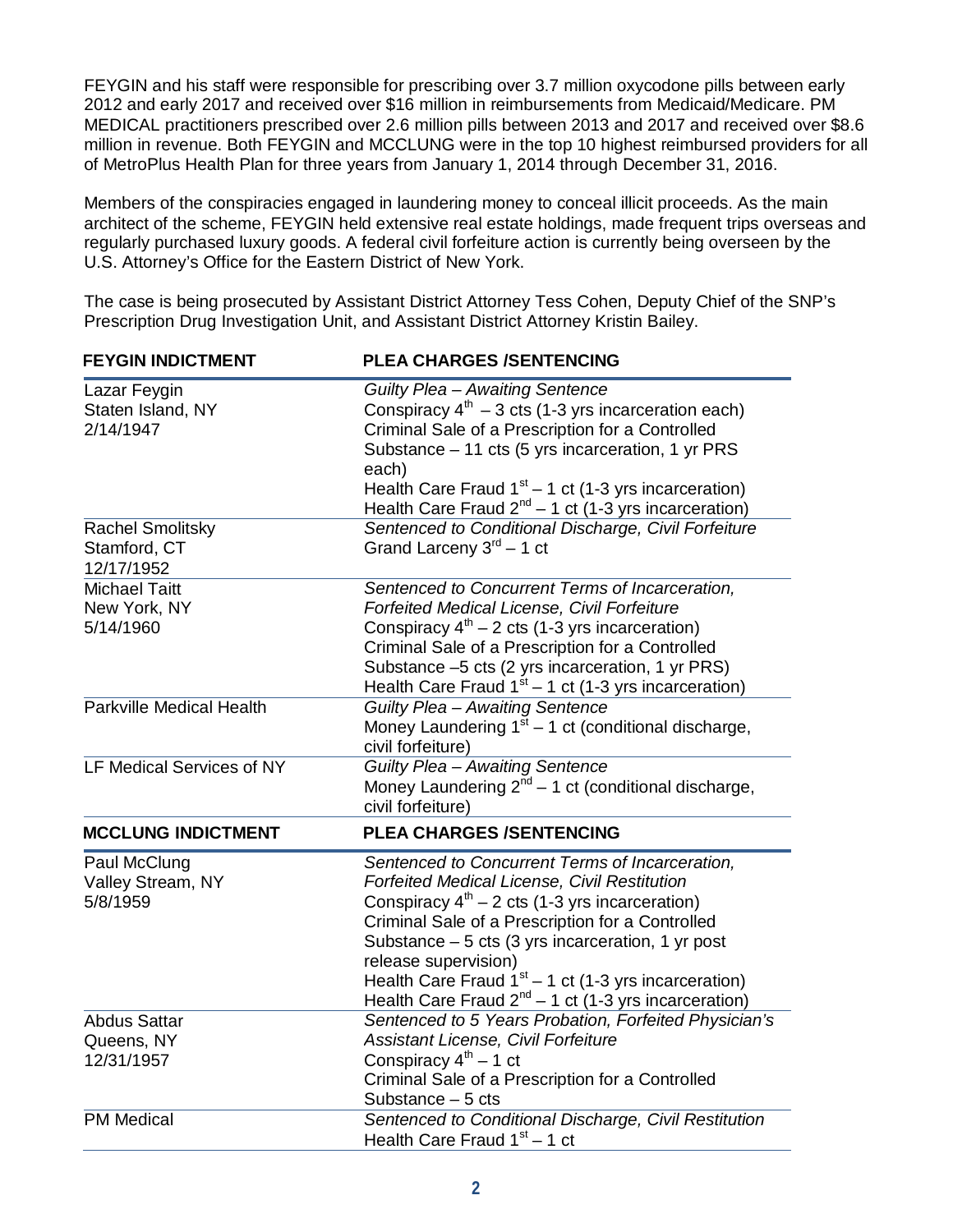FEYGIN and his staff were responsible for prescribing over 3.7 million oxycodone pills between early 2012 and early 2017 and received over $16 million in reimbursements from Medicaid/Medicare. PM MEDICAL practitioners prescribed over 2.6 million pills between 2013 and 2017 and received over $8.6 million in revenue. Both FEYGIN and MCCLUNG were in the top 10 highest reimbursed providers for all of MetroPlus Health Plan for three years from January 1, 2014 through December 31, 2016.

Members of the conspiracies engaged in laundering money to conceal illicit proceeds. As the main architect of the scheme, FEYGIN held extensive real estate holdings, made frequent trips overseas and regularly purchased luxury goods. A federal civil forfeiture action is currently being overseen by the U.S. Attorney's Office for the Eastern District of New York.

The case is being prosecuted by Assistant District Attorney Tess Cohen, Deputy Chief of the SNP's Prescription Drug Investigation Unit, and Assistant District Attorney Kristin Bailey.

| FEYGIN INDICTMENT | PLEA CHARGES /SENTENCING |
|---|---|
| Lazar Feygin<br>Staten Island, NY<br>2/14/1947 | *Guilty Plea – Awaiting Sentence*<br>Conspiracy 4th – 3 cts (1-3 yrs incarceration each)<br>Criminal Sale of a Prescription for a Controlled Substance – 11 cts (5 yrs incarceration, 1 yr PRS each)<br>Health Care Fraud 1st – 1 ct (1-3 yrs incarceration)<br>Health Care Fraud 2nd – 1 ct (1-3 yrs incarceration) |
| Rachel Smolitsky<br>Stamford, CT<br>12/17/1952 | *Sentenced to Conditional Discharge, Civil Forfeiture*<br>Grand Larceny 3rd – 1 ct |
| Michael Taitt<br>New York, NY<br>5/14/1960 | *Sentenced to Concurrent Terms of Incarceration, Forfeited Medical License, Civil Forfeiture*<br>Conspiracy 4th – 2 cts (1-3 yrs incarceration)<br>Criminal Sale of a Prescription for a Controlled Substance –5 cts (2 yrs incarceration, 1 yr PRS)<br>Health Care Fraud 1st – 1 ct (1-3 yrs incarceration) |
| Parkville Medical Health | *Guilty Plea – Awaiting Sentence*<br>Money Laundering 1st – 1 ct (conditional discharge, civil forfeiture) |
| LF Medical Services of NY | *Guilty Plea – Awaiting Sentence*<br>Money Laundering 2nd – 1 ct (conditional discharge, civil forfeiture) |

| MCCLUNG INDICTMENT | PLEA CHARGES /SENTENCING |
|---|---|
| Paul McClung<br>Valley Stream, NY<br>5/8/1959 | *Sentenced to Concurrent Terms of Incarceration, Forfeited Medical License, Civil Restitution*<br>Conspiracy 4th – 2 cts (1-3 yrs incarceration)<br>Criminal Sale of a Prescription for a Controlled Substance – 5 cts (3 yrs incarceration, 1 yr post release supervision)<br>Health Care Fraud 1st – 1 ct (1-3 yrs incarceration)<br>Health Care Fraud 2nd – 1 ct (1-3 yrs incarceration) |
| Abdus Sattar<br>Queens, NY<br>12/31/1957 | *Sentenced to 5 Years Probation, Forfeited Physician's Assistant License, Civil Forfeiture*<br>Conspiracy 4th – 1 ct<br>Criminal Sale of a Prescription for a Controlled Substance – 5 cts |
| PM Medical | *Sentenced to Conditional Discharge, Civil Restitution*<br>Health Care Fraud 1st – 1 ct |